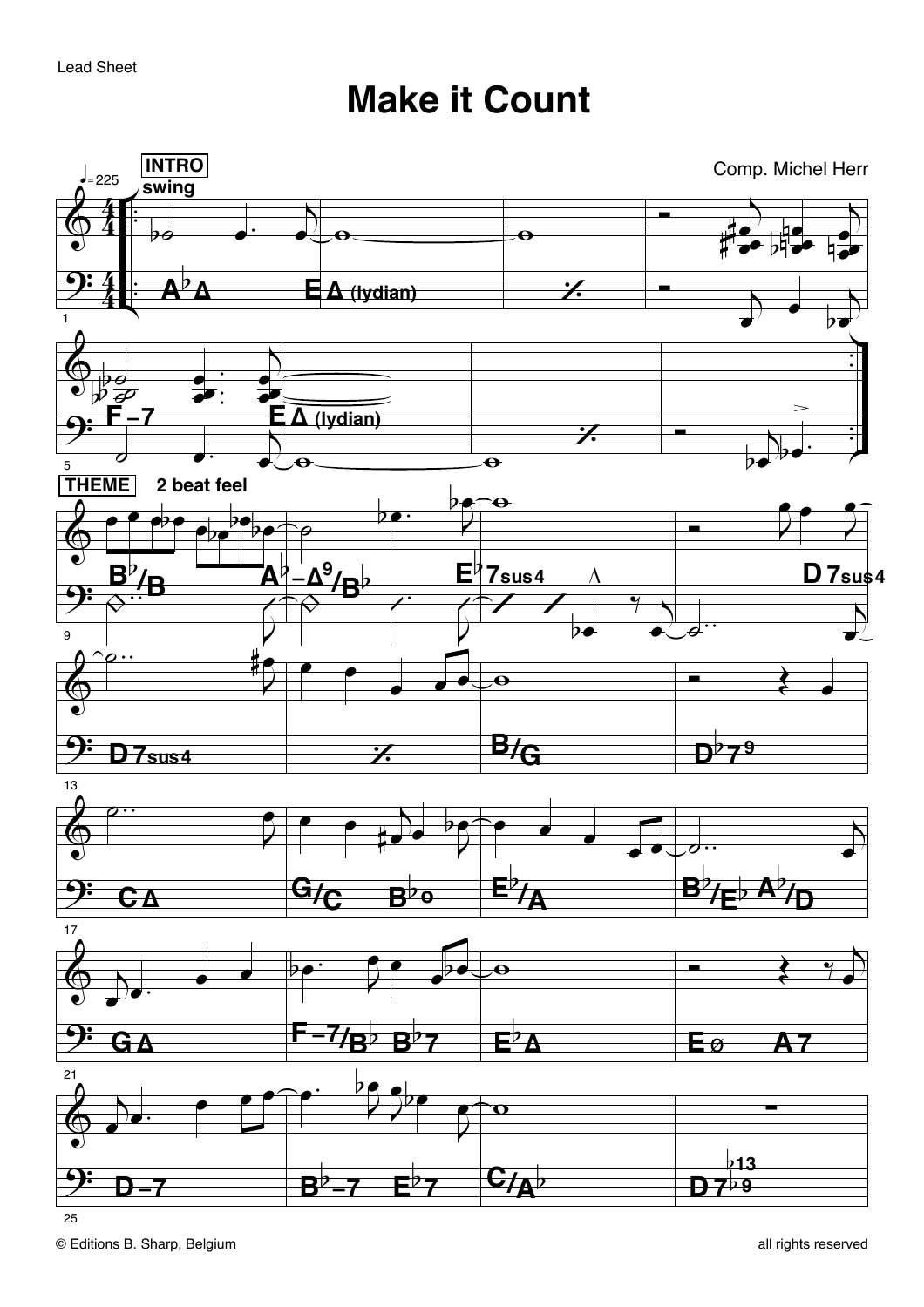Lead Sheet

# Make it Count

Comp. Michel Herr

© Editions B. Sharp, Belgium

all rights reserved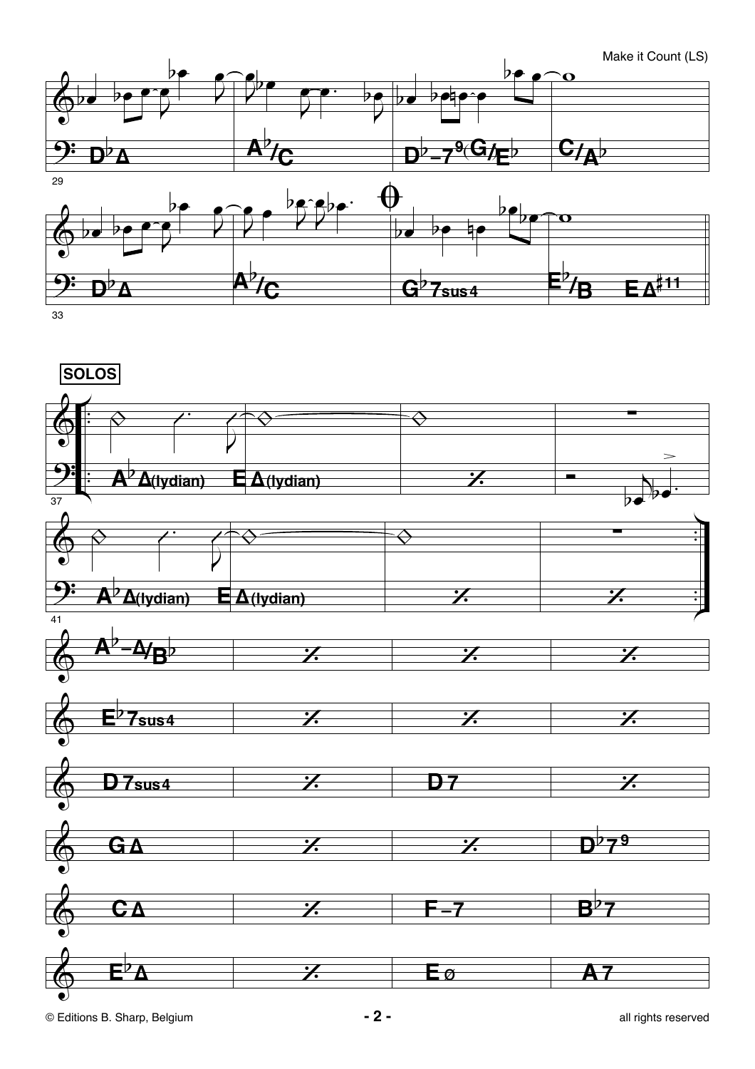**SOLOS**

D♭Δ | A♭/C | D♭–7⁹ G/E♭ | C/A♭

D♭Δ | A♭/C | G♭7sus4 | E♭/B EΔ♯11

A♭Δ(lydian) E Δ(lydian) | % | 

A♭Δ(lydian) E Δ(lydian) | % | %

A♭–Δ/B♭ | % | % | %

E♭7sus4 | % | % | %

D7sus4 | % | D7 | %

GΔ | % | % | D♭7⁹

CΔ | % | F–7 | B♭7

E♭Δ | % | Eø | A7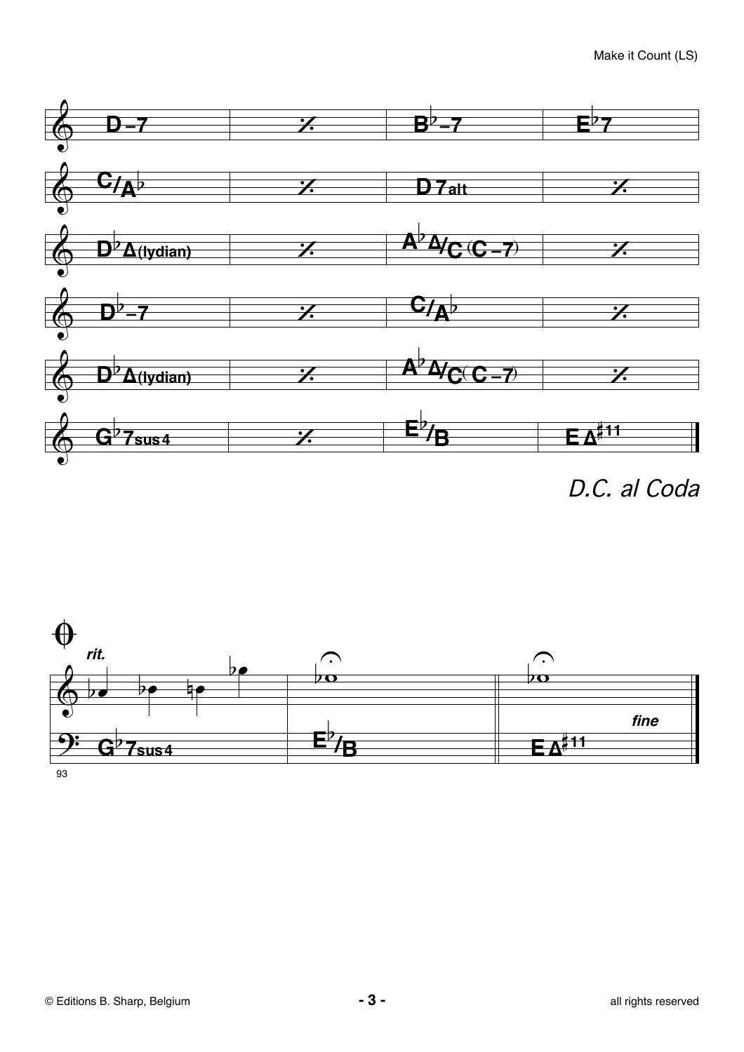D–7 | % | B♭–7 | E♭7

C/A♭ | % | D7alt | %

D♭Δ(lydian) | % | A♭Δ/C (C–7) | %

D♭–7 | % | C/A♭ | %

D♭Δ(lydian) | % | A♭Δ/C (C–7) | %

G♭7sus4 | % | E♭/B | EΔ♯11

*D.C. al Coda*

*rit.*

G♭7sus4 | E♭/B | EΔ♯11

***fine***

93